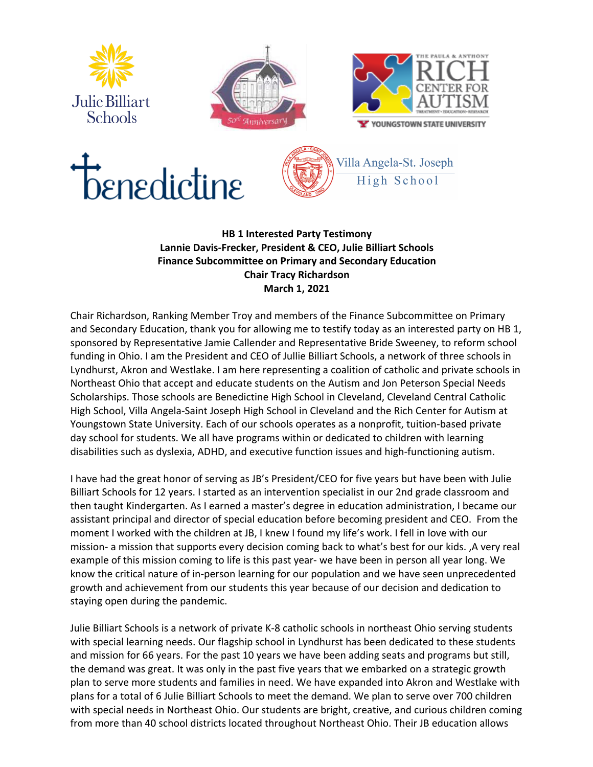**HB 1 Interested Party Testimony**
**Lannie Davis-Frecker, President & CEO, Julie Billiart Schools**
**Finance Subcommittee on Primary and Secondary Education**
**Chair Tracy Richardson**
**March 1, 2021**

Chair Richardson, Ranking Member Troy and members of the Finance Subcommittee on Primary and Secondary Education, thank you for allowing me to testify today as an interested party on HB 1, sponsored by Representative Jamie Callender and Representative Bride Sweeney, to reform school funding in Ohio. I am the President and CEO of Jullie Billiart Schools, a network of three schools in Lyndhurst, Akron and Westlake. I am here representing a coalition of catholic and private schools in Northeast Ohio that accept and educate students on the Autism and Jon Peterson Special Needs Scholarships. Those schools are Benedictine High School in Cleveland, Cleveland Central Catholic High School, Villa Angela-Saint Joseph High School in Cleveland and the Rich Center for Autism at Youngstown State University. Each of our schools operates as a nonprofit, tuition-based private day school for students. We all have programs within or dedicated to children with learning disabilities such as dyslexia, ADHD, and executive function issues and high-functioning autism.

I have had the great honor of serving as JB's President/CEO for five years but have been with Julie Billiart Schools for 12 years. I started as an intervention specialist in our 2nd grade classroom and then taught Kindergarten. As I earned a master's degree in education administration, I became our assistant principal and director of special education before becoming president and CEO. From the moment I worked with the children at JB, I knew I found my life's work. I fell in love with our mission- a mission that supports every decision coming back to what's best for our kids. ,A very real example of this mission coming to life is this past year- we have been in person all year long. We know the critical nature of in-person learning for our population and we have seen unprecedented growth and achievement from our students this year because of our decision and dedication to staying open during the pandemic.

Julie Billiart Schools is a network of private K-8 catholic schools in northeast Ohio serving students with special learning needs. Our flagship school in Lyndhurst has been dedicated to these students and mission for 66 years. For the past 10 years we have been adding seats and programs but still, the demand was great. It was only in the past five years that we embarked on a strategic growth plan to serve more students and families in need. We have expanded into Akron and Westlake with plans for a total of 6 Julie Billiart Schools to meet the demand. We plan to serve over 700 children with special needs in Northeast Ohio. Our students are bright, creative, and curious children coming from more than 40 school districts located throughout Northeast Ohio. Their JB education allows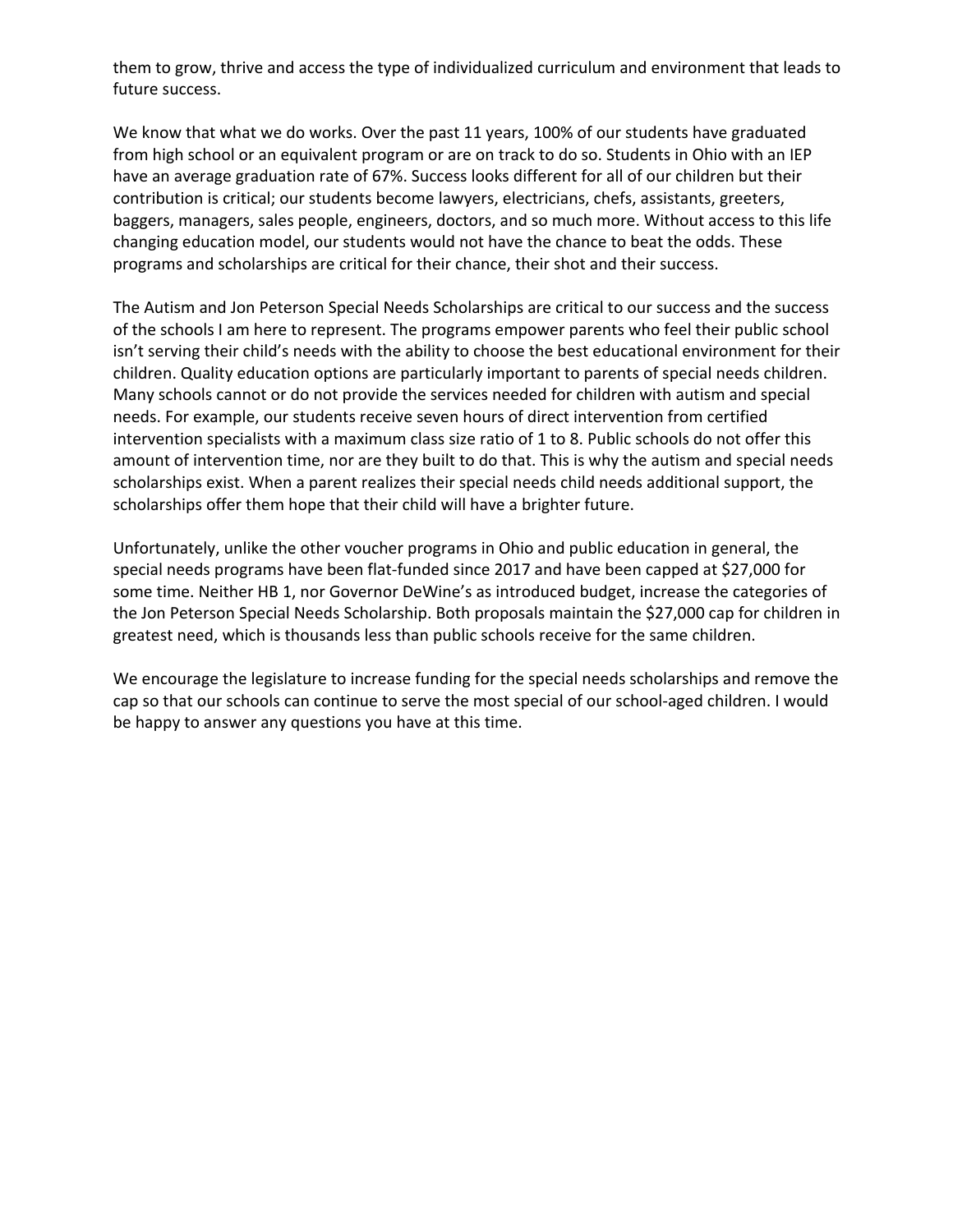them to grow, thrive and access the type of individualized curriculum and environment that leads to future success.

We know that what we do works. Over the past 11 years, 100% of our students have graduated from high school or an equivalent program or are on track to do so. Students in Ohio with an IEP have an average graduation rate of 67%. Success looks different for all of our children but their contribution is critical; our students become lawyers, electricians, chefs, assistants, greeters, baggers, managers, sales people, engineers, doctors, and so much more. Without access to this life changing education model, our students would not have the chance to beat the odds. These programs and scholarships are critical for their chance, their shot and their success.

The Autism and Jon Peterson Special Needs Scholarships are critical to our success and the success of the schools I am here to represent. The programs empower parents who feel their public school isn't serving their child's needs with the ability to choose the best educational environment for their children. Quality education options are particularly important to parents of special needs children. Many schools cannot or do not provide the services needed for children with autism and special needs. For example, our students receive seven hours of direct intervention from certified intervention specialists with a maximum class size ratio of 1 to 8. Public schools do not offer this amount of intervention time, nor are they built to do that. This is why the autism and special needs scholarships exist. When a parent realizes their special needs child needs additional support, the scholarships offer them hope that their child will have a brighter future.

Unfortunately, unlike the other voucher programs in Ohio and public education in general, the special needs programs have been flat-funded since 2017 and have been capped at $27,000 for some time. Neither HB 1, nor Governor DeWine's as introduced budget, increase the categories of the Jon Peterson Special Needs Scholarship. Both proposals maintain the $27,000 cap for children in greatest need, which is thousands less than public schools receive for the same children.

We encourage the legislature to increase funding for the special needs scholarships and remove the cap so that our schools can continue to serve the most special of our school-aged children. I would be happy to answer any questions you have at this time.